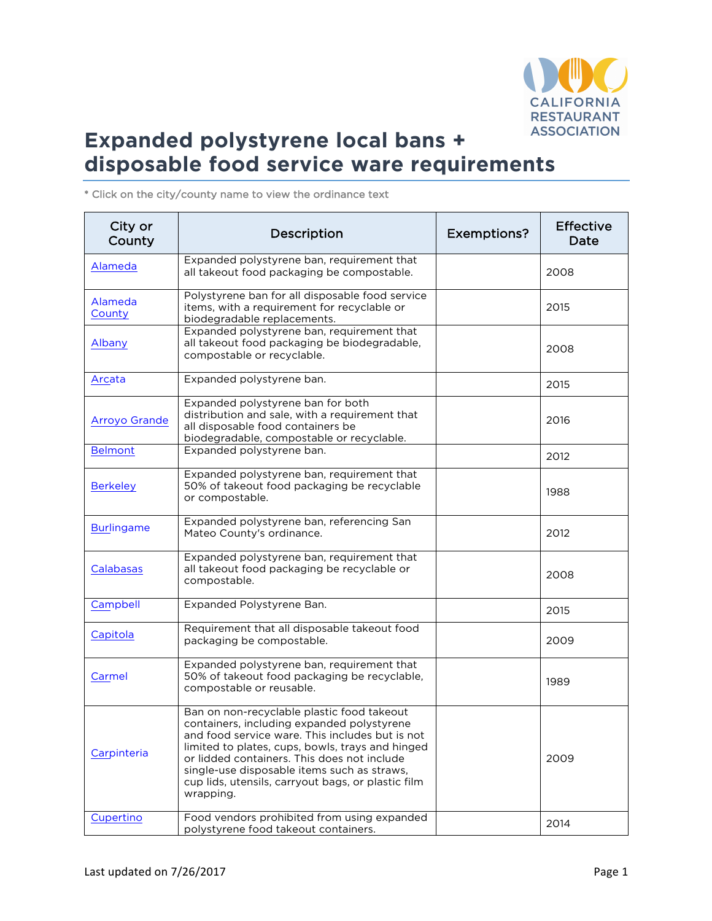# Expanded polystyrene local bans + disposable food service ware requirements

\* Click on the city/county name to view the ordinance text

| City or County | Description | Exemptions? | Effective Date |
|---|---|---|---|
| Alameda | Expanded polystyrene ban, requirement that all takeout food packaging be compostable. | | 2008 |
| Alameda County | Polystyrene ban for all disposable food service items, with a requirement for recyclable or biodegradable replacements. | | 2015 |
| Albany | Expanded polystyrene ban, requirement that all takeout food packaging be biodegradable, compostable or recyclable. | | 2008 |
| Arcata | Expanded polystyrene ban. | | 2015 |
| Arroyo Grande | Expanded polystyrene ban for both distribution and sale, with a requirement that all disposable food containers be biodegradable, compostable or recyclable. | | 2016 |
| Belmont | Expanded polystyrene ban. | | 2012 |
| Berkeley | Expanded polystyrene ban, requirement that 50% of takeout food packaging be recyclable or compostable. | | 1988 |
| Burlingame | Expanded polystyrene ban, referencing San Mateo County's ordinance. | | 2012 |
| Calabasas | Expanded polystyrene ban, requirement that all takeout food packaging be recyclable or compostable. | | 2008 |
| Campbell | Expanded Polystyrene Ban. | | 2015 |
| Capitola | Requirement that all disposable takeout food packaging be compostable. | | 2009 |
| Carmel | Expanded polystyrene ban, requirement that 50% of takeout food packaging be recyclable, compostable or reusable. | | 1989 |
| Carpinteria | Ban on non-recyclable plastic food takeout containers, including expanded polystyrene and food service ware. This includes but is not limited to plates, cups, bowls, trays and hinged or lidded containers. This does not include single-use disposable items such as straws, cup lids, utensils, carryout bags, or plastic film wrapping. | | 2009 |
| Cupertino | Food vendors prohibited from using expanded polystyrene food takeout containers. | | 2014 |

Last updated on 7/26/2017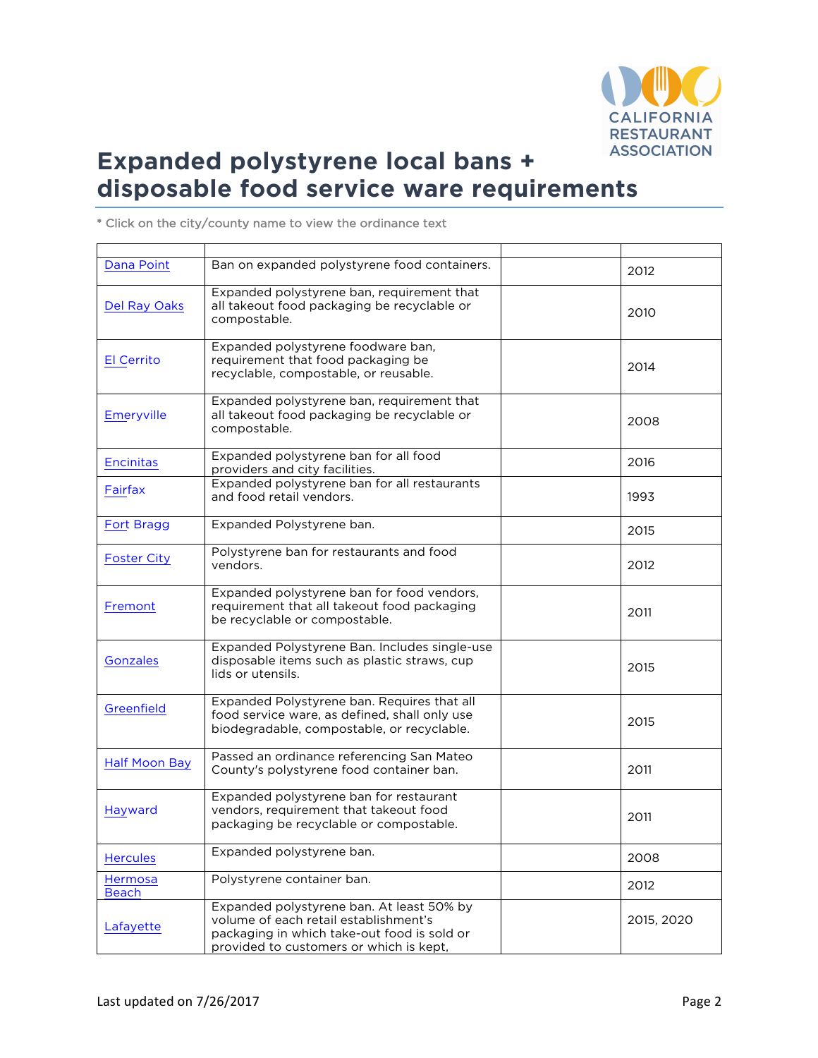# Expanded polystyrene local bans + disposable food service ware requirements

* Click on the city/county name to view the ordinance text

| | | | |
|---|---|---|---|
| Dana Point | Ban on expanded polystyrene food containers. | | 2012 |
| Del Ray Oaks | Expanded polystyrene ban, requirement that all takeout food packaging be recyclable or compostable. | | 2010 |
| El Cerrito | Expanded polystyrene foodware ban, requirement that food packaging be recyclable, compostable, or reusable. | | 2014 |
| Emeryville | Expanded polystyrene ban, requirement that all takeout food packaging be recyclable or compostable. | | 2008 |
| Encinitas | Expanded polystyrene ban for all food providers and city facilities. | | 2016 |
| Fairfax | Expanded polystyrene ban for all restaurants and food retail vendors. | | 1993 |
| Fort Bragg | Expanded Polystyrene ban. | | 2015 |
| Foster City | Polystyrene ban for restaurants and food vendors. | | 2012 |
| Fremont | Expanded polystyrene ban for food vendors, requirement that all takeout food packaging be recyclable or compostable. | | 2011 |
| Gonzales | Expanded Polystyrene Ban. Includes single-use disposable items such as plastic straws, cup lids or utensils. | | 2015 |
| Greenfield | Expanded Polystyrene ban. Requires that all food service ware, as defined, shall only use biodegradable, compostable, or recyclable. | | 2015 |
| Half Moon Bay | Passed an ordinance referencing San Mateo County's polystyrene food container ban. | | 2011 |
| Hayward | Expanded polystyrene ban for restaurant vendors, requirement that takeout food packaging be recyclable or compostable. | | 2011 |
| Hercules | Expanded polystyrene ban. | | 2008 |
| Hermosa Beach | Polystyrene container ban. | | 2012 |
| Lafayette | Expanded polystyrene ban. At least 50% by volume of each retail establishment's packaging in which take-out food is sold or provided to customers or which is kept, | | 2015, 2020 |

Last updated on 7/26/2017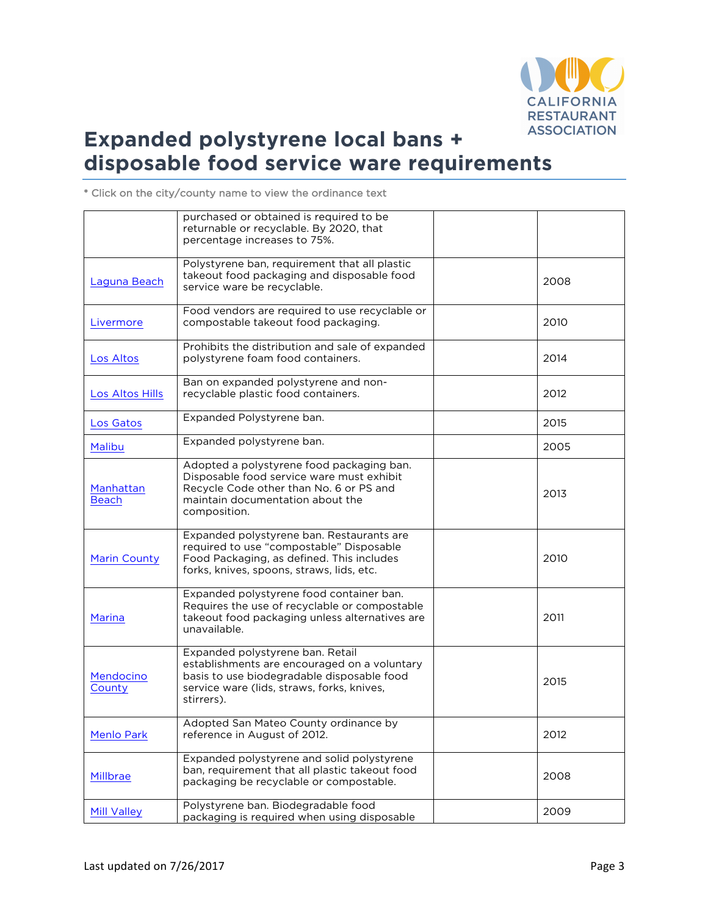# Expanded polystyrene local bans + disposable food service ware requirements

\* Click on the city/county name to view the ordinance text

| | | | |
|---|---|---|---|
| | purchased or obtained is required to be returnable or recyclable. By 2020, that percentage increases to 75%. | | |
| Laguna Beach | Polystyrene ban, requirement that all plastic takeout food packaging and disposable food service ware be recyclable. | | 2008 |
| Livermore | Food vendors are required to use recyclable or compostable takeout food packaging. | | 2010 |
| Los Altos | Prohibits the distribution and sale of expanded polystyrene foam food containers. | | 2014 |
| Los Altos Hills | Ban on expanded polystyrene and non-recyclable plastic food containers. | | 2012 |
| Los Gatos | Expanded Polystyrene ban. | | 2015 |
| Malibu | Expanded polystyrene ban. | | 2005 |
| Manhattan Beach | Adopted a polystyrene food packaging ban. Disposable food service ware must exhibit Recycle Code other than No. 6 or PS and maintain documentation about the composition. | | 2013 |
| Marin County | Expanded polystyrene ban. Restaurants are required to use "compostable" Disposable Food Packaging, as defined. This includes forks, knives, spoons, straws, lids, etc. | | 2010 |
| Marina | Expanded polystyrene food container ban. Requires the use of recyclable or compostable takeout food packaging unless alternatives are unavailable. | | 2011 |
| Mendocino County | Expanded polystyrene ban. Retail establishments are encouraged on a voluntary basis to use biodegradable disposable food service ware (lids, straws, forks, knives, stirrers). | | 2015 |
| Menlo Park | Adopted San Mateo County ordinance by reference in August of 2012. | | 2012 |
| Millbrae | Expanded polystyrene and solid polystyrene ban, requirement that all plastic takeout food packaging be recyclable or compostable. | | 2008 |
| Mill Valley | Polystyrene ban. Biodegradable food packaging is required when using disposable | | 2009 |

Last updated on 7/26/2017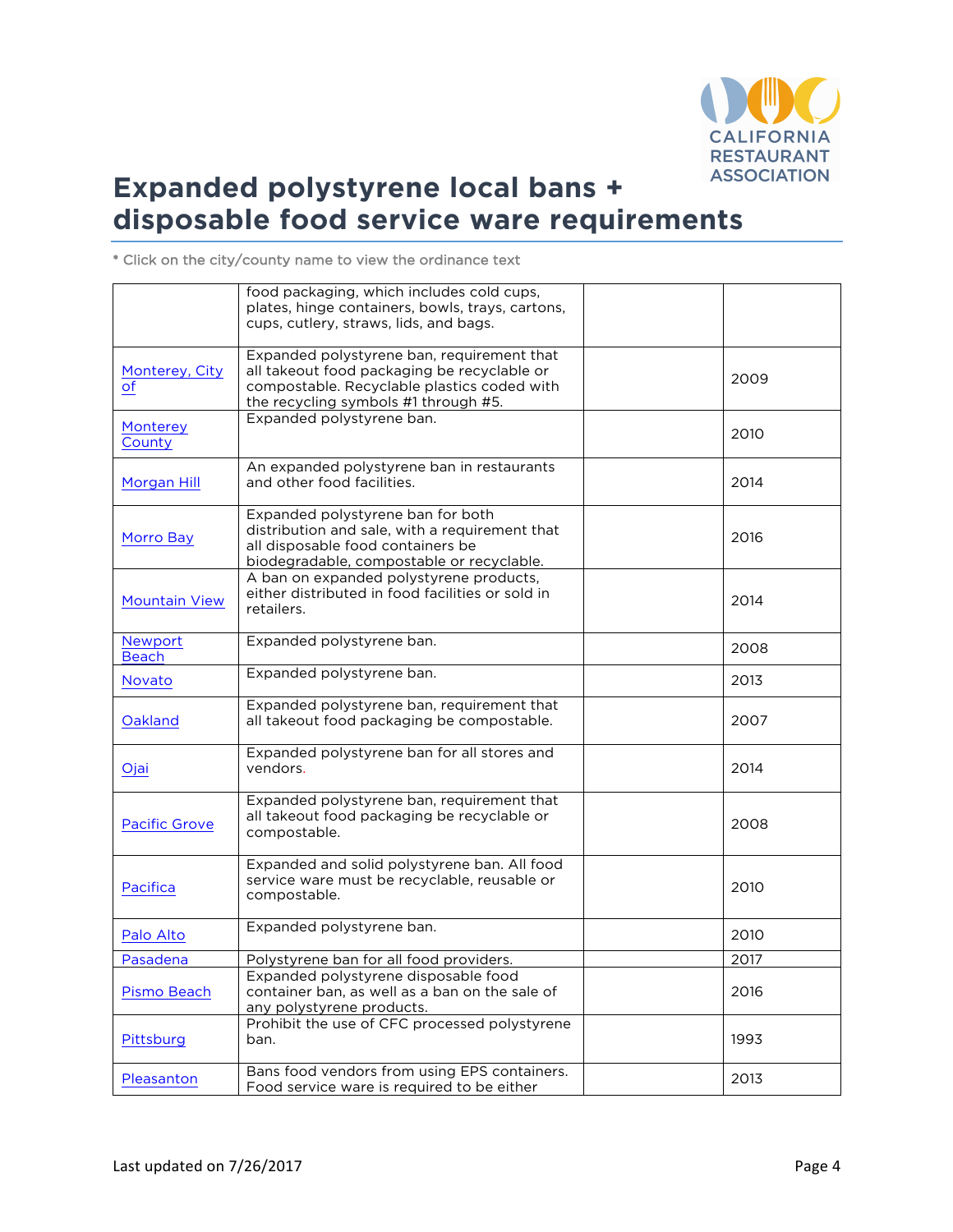# Expanded polystyrene local bans + disposable food service ware requirements

* Click on the city/county name to view the ordinance text

| | | | |
|---|---|---|---|
| | food packaging, which includes cold cups, plates, hinge containers, bowls, trays, cartons, cups, cutlery, straws, lids, and bags. | | |
| Monterey, City of | Expanded polystyrene ban, requirement that all takeout food packaging be recyclable or compostable. Recyclable plastics coded with the recycling symbols #1 through #5. | | 2009 |
| Monterey County | Expanded polystyrene ban. | | 2010 |
| Morgan Hill | An expanded polystyrene ban in restaurants and other food facilities. | | 2014 |
| Morro Bay | Expanded polystyrene ban for both distribution and sale, with a requirement that all disposable food containers be biodegradable, compostable or recyclable. | | 2016 |
| Mountain View | A ban on expanded polystyrene products, either distributed in food facilities or sold in retailers. | | 2014 |
| Newport Beach | Expanded polystyrene ban. | | 2008 |
| Novato | Expanded polystyrene ban. | | 2013 |
| Oakland | Expanded polystyrene ban, requirement that all takeout food packaging be compostable. | | 2007 |
| Ojai | Expanded polystyrene ban for all stores and vendors. | | 2014 |
| Pacific Grove | Expanded polystyrene ban, requirement that all takeout food packaging be recyclable or compostable. | | 2008 |
| Pacifica | Expanded and solid polystyrene ban. All food service ware must be recyclable, reusable or compostable. | | 2010 |
| Palo Alto | Expanded polystyrene ban. | | 2010 |
| Pasadena | Polystyrene ban for all food providers. | | 2017 |
| Pismo Beach | Expanded polystyrene disposable food container ban, as well as a ban on the sale of any polystyrene products. | | 2016 |
| Pittsburg | Prohibit the use of CFC processed polystyrene ban. | | 1993 |
| Pleasanton | Bans food vendors from using EPS containers. Food service ware is required to be either | | 2013 |

Last updated on 7/26/2017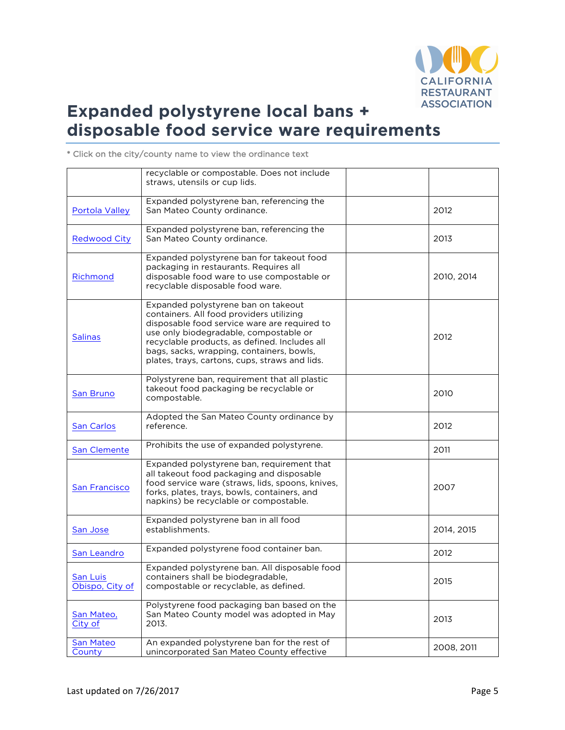# Expanded polystyrene local bans + disposable food service ware requirements

* Click on the city/county name to view the ordinance text

| | | | |
|---|---|---|---|
| | recyclable or compostable. Does not include straws, utensils or cup lids. | | |
| Portola Valley | Expanded polystyrene ban, referencing the San Mateo County ordinance. | | 2012 |
| Redwood City | Expanded polystyrene ban, referencing the San Mateo County ordinance. | | 2013 |
| Richmond | Expanded polystyrene ban for takeout food packaging in restaurants. Requires all disposable food ware to use compostable or recyclable disposable food ware. | | 2010, 2014 |
| Salinas | Expanded polystyrene ban on takeout containers. All food providers utilizing disposable food service ware are required to use only biodegradable, compostable or recyclable products, as defined. Includes all bags, sacks, wrapping, containers, bowls, plates, trays, cartons, cups, straws and lids. | | 2012 |
| San Bruno | Polystyrene ban, requirement that all plastic takeout food packaging be recyclable or compostable. | | 2010 |
| San Carlos | Adopted the San Mateo County ordinance by reference. | | 2012 |
| San Clemente | Prohibits the use of expanded polystyrene. | | 2011 |
| San Francisco | Expanded polystyrene ban, requirement that all takeout food packaging and disposable food service ware (straws, lids, spoons, knives, forks, plates, trays, bowls, containers, and napkins) be recyclable or compostable. | | 2007 |
| San Jose | Expanded polystyrene ban in all food establishments. | | 2014, 2015 |
| San Leandro | Expanded polystyrene food container ban. | | 2012 |
| San Luis Obispo, City of | Expanded polystyrene ban. All disposable food containers shall be biodegradable, compostable or recyclable, as defined. | | 2015 |
| San Mateo, City of | Polystyrene food packaging ban based on the San Mateo County model was adopted in May 2013. | | 2013 |
| San Mateo County | An expanded polystyrene ban for the rest of unincorporated San Mateo County effective | | 2008, 2011 |

Last updated on 7/26/2017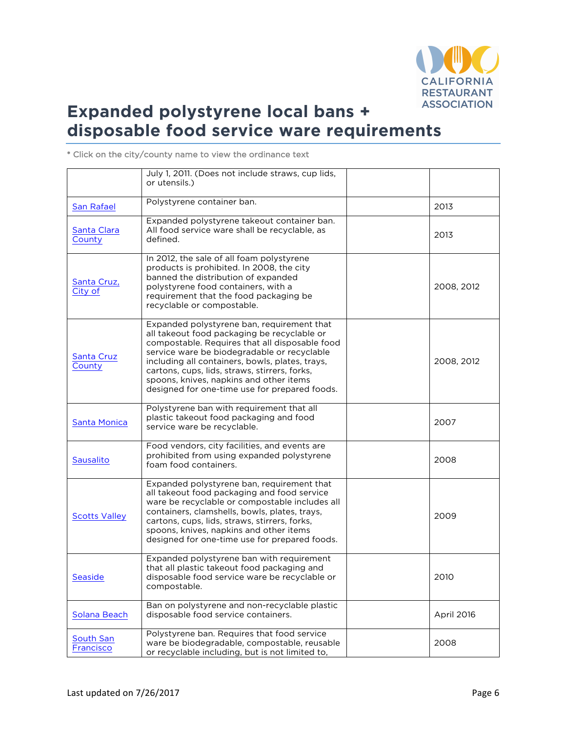# Expanded polystyrene local bans + disposable food service ware requirements

* Click on the city/county name to view the ordinance text

| | | | |
|---|---|---|---|
| | July 1, 2011. (Does not include straws, cup lids, or utensils.) | | |
| San Rafael | Polystyrene container ban. | | 2013 |
| Santa Clara County | Expanded polystyrene takeout container ban. All food service ware shall be recyclable, as defined. | | 2013 |
| Santa Cruz, City of | In 2012, the sale of all foam polystyrene products is prohibited. In 2008, the city banned the distribution of expanded polystyrene food containers, with a requirement that the food packaging be recyclable or compostable. | | 2008, 2012 |
| Santa Cruz County | Expanded polystyrene ban, requirement that all takeout food packaging be recyclable or compostable. Requires that all disposable food service ware be biodegradable or recyclable including all containers, bowls, plates, trays, cartons, cups, lids, straws, stirrers, forks, spoons, knives, napkins and other items designed for one-time use for prepared foods. | | 2008, 2012 |
| Santa Monica | Polystyrene ban with requirement that all plastic takeout food packaging and food service ware be recyclable. | | 2007 |
| Sausalito | Food vendors, city facilities, and events are prohibited from using expanded polystyrene foam food containers. | | 2008 |
| Scotts Valley | Expanded polystyrene ban, requirement that all takeout food packaging and food service ware be recyclable or compostable includes all containers, clamshells, bowls, plates, trays, cartons, cups, lids, straws, stirrers, forks, spoons, knives, napkins and other items designed for one-time use for prepared foods. | | 2009 |
| Seaside | Expanded polystyrene ban with requirement that all plastic takeout food packaging and disposable food service ware be recyclable or compostable. | | 2010 |
| Solana Beach | Ban on polystyrene and non-recyclable plastic disposable food service containers. | | April 2016 |
| South San Francisco | Polystyrene ban. Requires that food service ware be biodegradable, compostable, reusable or recyclable including, but is not limited to, | | 2008 |

Last updated on 7/26/2017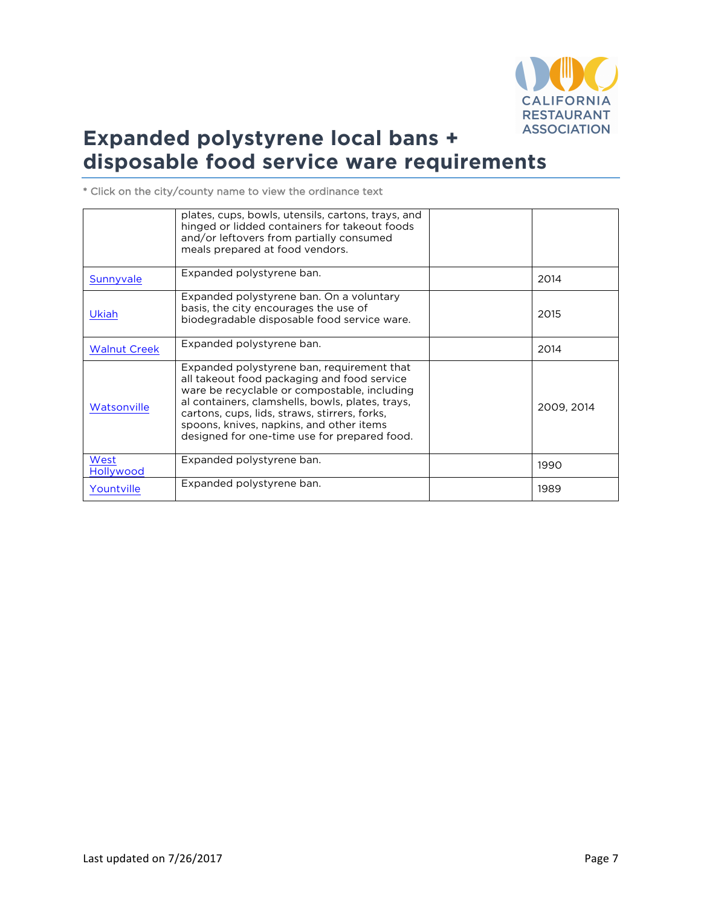# Expanded polystyrene local bans + disposable food service ware requirements

* Click on the city/county name to view the ordinance text

| | | | |
|---|---|---|---|
| | plates, cups, bowls, utensils, cartons, trays, and hinged or lidded containers for takeout foods and/or leftovers from partially consumed meals prepared at food vendors. | | |
| Sunnyvale | Expanded polystyrene ban. | | 2014 |
| Ukiah | Expanded polystyrene ban. On a voluntary basis, the city encourages the use of biodegradable disposable food service ware. | | 2015 |
| Walnut Creek | Expanded polystyrene ban. | | 2014 |
| Watsonville | Expanded polystyrene ban, requirement that all takeout food packaging and food service ware be recyclable or compostable, including al containers, clamshells, bowls, plates, trays, cartons, cups, lids, straws, stirrers, forks, spoons, knives, napkins, and other items designed for one-time use for prepared food. | | 2009, 2014 |
| West Hollywood | Expanded polystyrene ban. | | 1990 |
| Yountville | Expanded polystyrene ban. | | 1989 |

Last updated on 7/26/2017